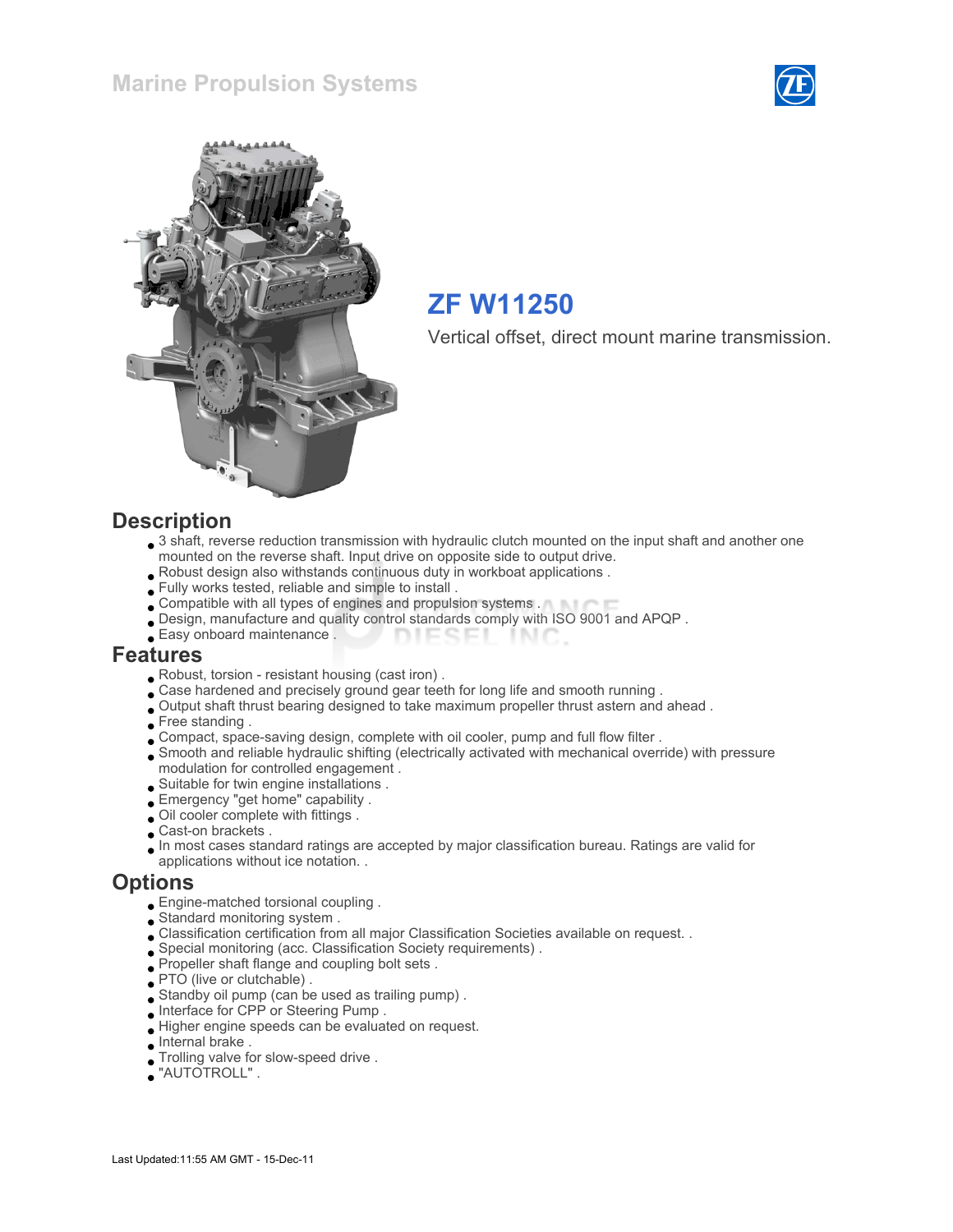# Marine Propulsion Systems

## ZF W11250

Vertical offset, direct mount marine transmission.

## Description

- 3 shaft, reverse reduction transmission with hydraulic clutch mounted on the input shaft and another one mounted on the reverse shaft. Input drive on opposite side to output drive.
- Robust design also withstands continuous duty in workboat applications .
- Fully works tested, reliable and simple to install .
- Compatible with all types of engines and propulsion systems .
- Design, manufacture and quality control standards comply with ISO 9001 and APQP .
- Easy onboard maintenance .

## Features

- Robust, torsion - resistant housing (cast iron) .
- Case hardened and precisely ground gear teeth for long life and smooth running .
- Output shaft thrust bearing designed to take maximum propeller thrust astern and ahead .
- Free standing .
- Compact, space-saving design, complete with oil cooler, pump and full flow filter .
- Smooth and reliable hydraulic shifting (electrically activated with mechanical override) with pressure modulation for controlled engagement .
- Suitable for twin engine installations .
- Emergency "get home" capability .
- Oil cooler complete with fittings .
- Cast-on brackets .
- In most cases standard ratings are accepted by major classification bureau. Ratings are valid for applications without ice notation. .

## Options

- Engine-matched torsional coupling .
- Standard monitoring system .
- Classification certification from all major Classification Societies available on request. .
- Special monitoring (acc. Classification Society requirements) .
- Propeller shaft flange and coupling bolt sets .
- PTO (live or clutchable) .
- Standby oil pump (can be used as trailing pump) .
- Interface for CPP or Steering Pump .
- Higher engine speeds can be evaluated on request.
- Internal brake .
- Trolling valve for slow-speed drive .
- "AUTOTROLL" .

Last Updated:11:55 AM GMT - 15-Dec-11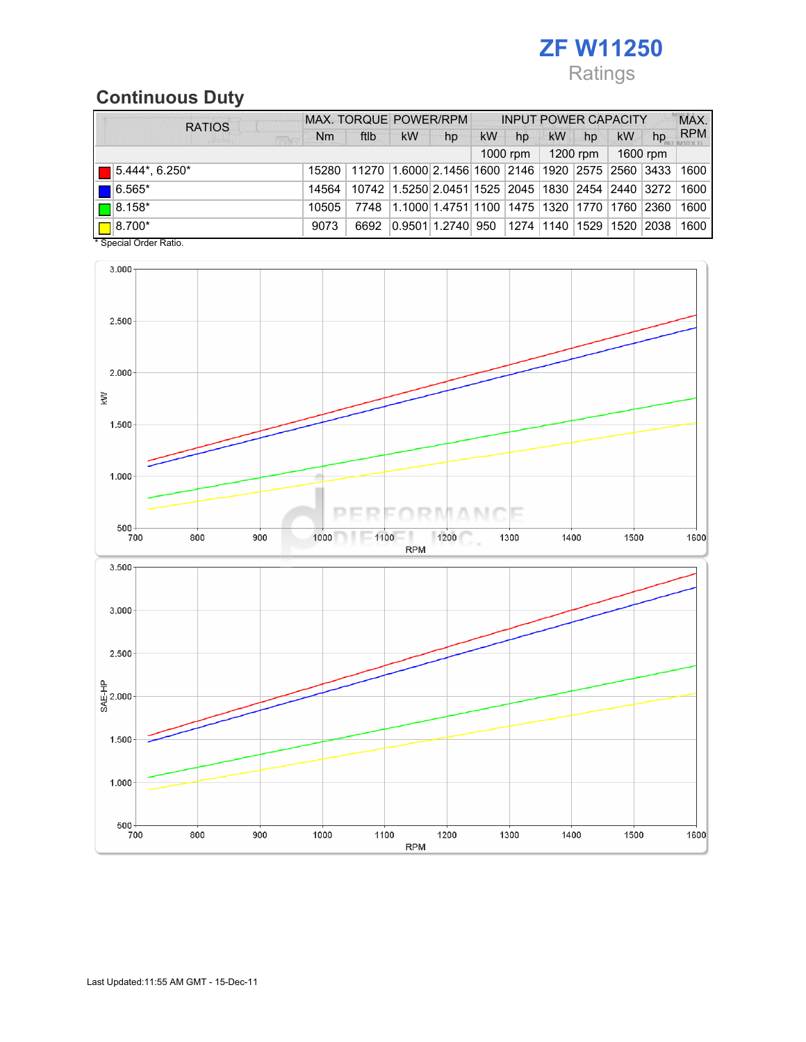# ZF W11250

Ratings

## Continuous Duty

| RATIOS | MAX. TORQUE | | POWER/RPM | | INPUT POWER CAPACITY | | | | | | MAX. RPM |
|---|---|---|---|---|---|---|---|---|---|---|---|
| | Nm | ftlb | kW | hp | kW | hp | kW | hp | kW | hp | |
| | | | | | 1000 rpm | | 1200 rpm | | 1600 rpm | | |
| 5.444*, 6.250* | 15280 | 11270 | 1.6000 | 2.1456 | 1600 | 2146 | 1920 | 2575 | 2560 | 3433 | 1600 |
| 6.565* | 14564 | 10742 | 1.5250 | 2.0451 | 1525 | 2045 | 1830 | 2454 | 2440 | 3272 | 1600 |
| 8.158* | 10505 | 7748 | 1.1000 | 1.4751 | 1100 | 1475 | 1320 | 1770 | 1760 | 2360 | 1600 |
| 8.700* | 9073 | 6692 | 0.9501 | 1.2740 | 950 | 1274 | 1140 | 1529 | 1520 | 2038 | 1600 |

\* Special Order Ratio.

Last Updated:11:55 AM GMT - 15-Dec-11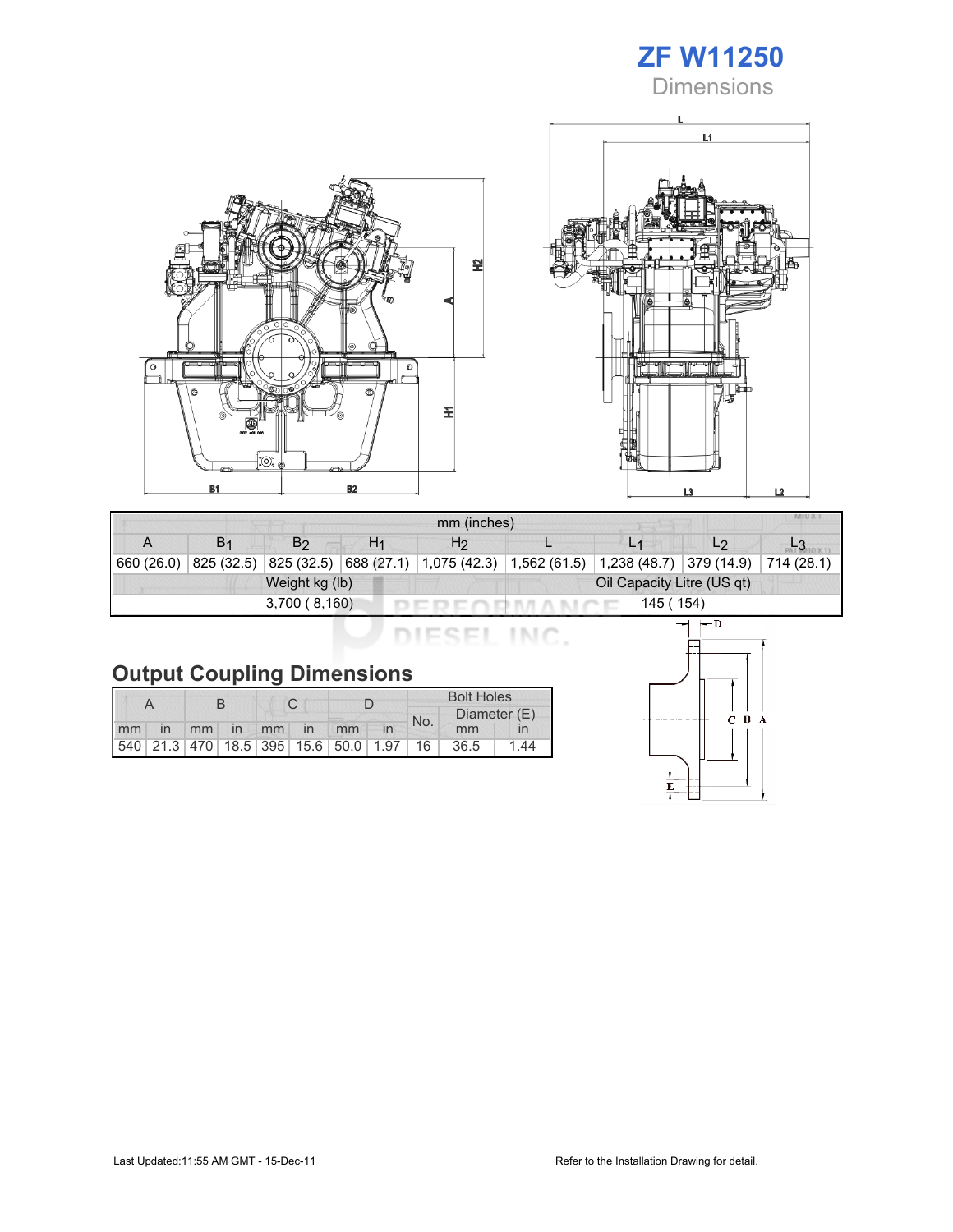# ZF W11250

## Dimensions

| mm (inches) | | | | | | | | |
|---|---|---|---|---|---|---|---|---|
| A | $B_1$ | $B_2$ | $H_1$ | $H_2$ | L | $L_1$ | $L_2$ | $L_3$ |
| 660 (26.0) | 825 (32.5) | 825 (32.5) | 688 (27.1) | 1,075 (42.3) | 1,562 (61.5) | 1,238 (48.7) | 379 (14.9) | 714 (28.1) |

| Weight kg (lb) | Oil Capacity Litre (US qt) |
|---|---|
| 3,700 ( 8,160) | 145 ( 154) |

## Output Coupling Dimensions

| A | | B | | C | | D | | Bolt Holes | | |
|---|---|---|---|---|---|---|---|---|---|---|
| | | | | | | | | No. | Diameter (E) | |
| mm | in | mm | in | mm | in | mm | in | | mm | in |
| 540 | 21.3 | 470 | 18.5 | 395 | 15.6 | 50.0 | 1.97 | 16 | 36.5 | 1.44 |

Last Updated:11:55 AM GMT - 15-Dec-11

Refer to the Installation Drawing for detail.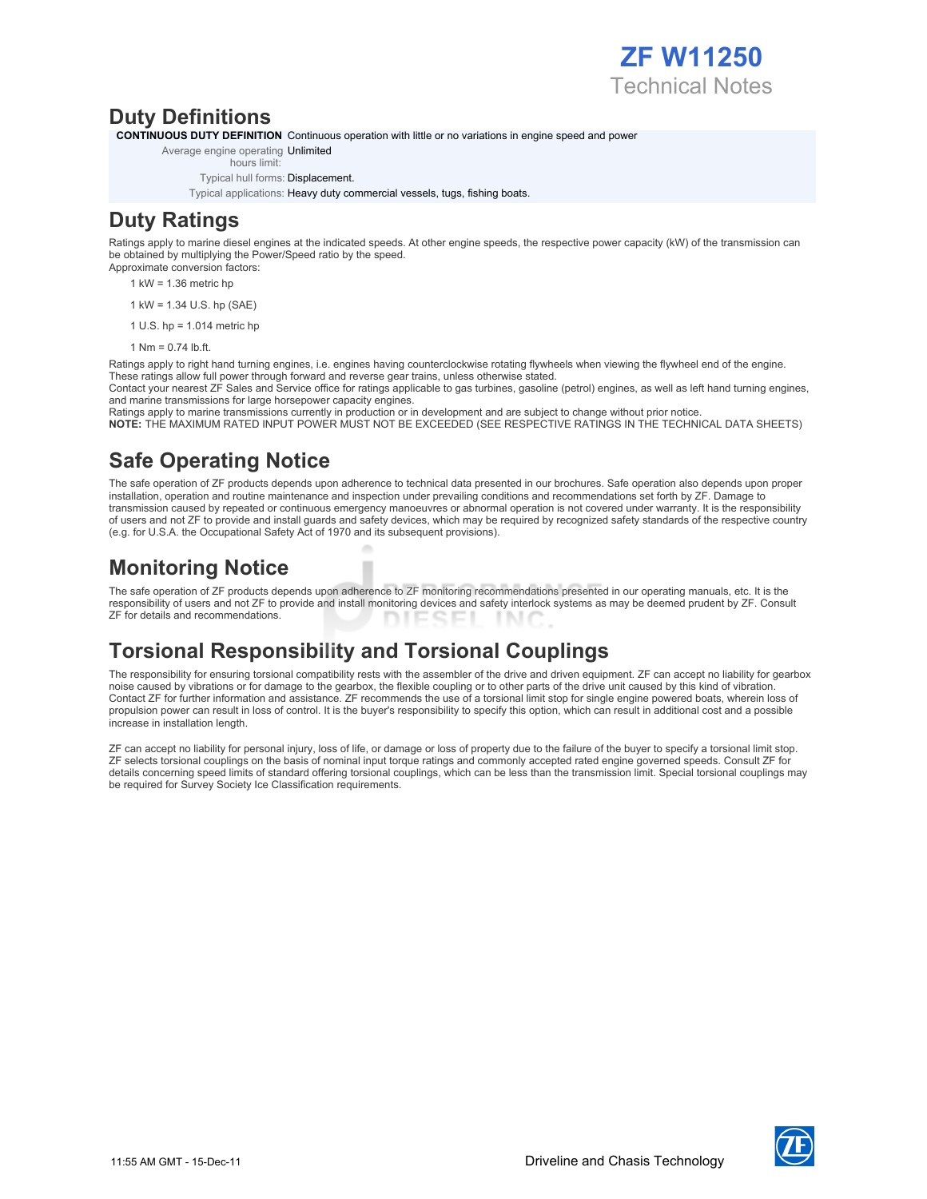# ZF W11250

## Technical Notes

## Duty Definitions

| | |
|---|---|
| **CONTINUOUS DUTY DEFINITION** | Continuous operation with little or no variations in engine speed and power |
| Average engine operating hours limit: | Unlimited |
| Typical hull forms: | Displacement. |
| Typical applications: | Heavy duty commercial vessels, tugs, fishing boats. |

## Duty Ratings

Ratings apply to marine diesel engines at the indicated speeds. At other engine speeds, the respective power capacity (kW) of the transmission can be obtained by multiplying the Power/Speed ratio by the speed.
Approximate conversion factors:

1 kW = 1.36 metric hp

1 kW = 1.34 U.S. hp (SAE)

1 U.S. hp = 1.014 metric hp

1 Nm = 0.74 lb.ft.

Ratings apply to right hand turning engines, i.e. engines having counterclockwise rotating flywheels when viewing the flywheel end of the engine. These ratings allow full power through forward and reverse gear trains, unless otherwise stated.
Contact your nearest ZF Sales and Service office for ratings applicable to gas turbines, gasoline (petrol) engines, as well as left hand turning engines, and marine transmissions for large horsepower capacity engines.
Ratings apply to marine transmissions currently in production or in development and are subject to change without prior notice.
**NOTE:** THE MAXIMUM RATED INPUT POWER MUST NOT BE EXCEEDED (SEE RESPECTIVE RATINGS IN THE TECHNICAL DATA SHEETS)

## Safe Operating Notice

The safe operation of ZF products depends upon adherence to technical data presented in our brochures. Safe operation also depends upon proper installation, operation and routine maintenance and inspection under prevailing conditions and recommendations set forth by ZF. Damage to transmission caused by repeated or continuous emergency manoeuvres or abnormal operation is not covered under warranty. It is the responsibility of users and not ZF to provide and install guards and safety devices, which may be required by recognized safety standards of the respective country (e.g. for U.S.A. the Occupational Safety Act of 1970 and its subsequent provisions).

## Monitoring Notice

The safe operation of ZF products depends upon adherence to ZF monitoring recommendations presented in our operating manuals, etc. It is the responsibility of users and not ZF to provide and install monitoring devices and safety interlock systems as may be deemed prudent by ZF. Consult ZF for details and recommendations.

## Torsional Responsibility and Torsional Couplings

The responsibility for ensuring torsional compatibility rests with the assembler of the drive and driven equipment. ZF can accept no liability for gearbox noise caused by vibrations or for damage to the gearbox, the flexible coupling or to other parts of the drive unit caused by this kind of vibration. Contact ZF for further information and assistance. ZF recommends the use of a torsional limit stop for single engine powered boats, wherein loss of propulsion power can result in loss of control. It is the buyer's responsibility to specify this option, which can result in additional cost and a possible increase in installation length.

ZF can accept no liability for personal injury, loss of life, or damage or loss of property due to the failure of the buyer to specify a torsional limit stop. ZF selects torsional couplings on the basis of nominal input torque ratings and commonly accepted rated engine governed speeds. Consult ZF for details concerning speed limits of standard offering torsional couplings, which can be less than the transmission limit. Special torsional couplings may be required for Survey Society Ice Classification requirements.